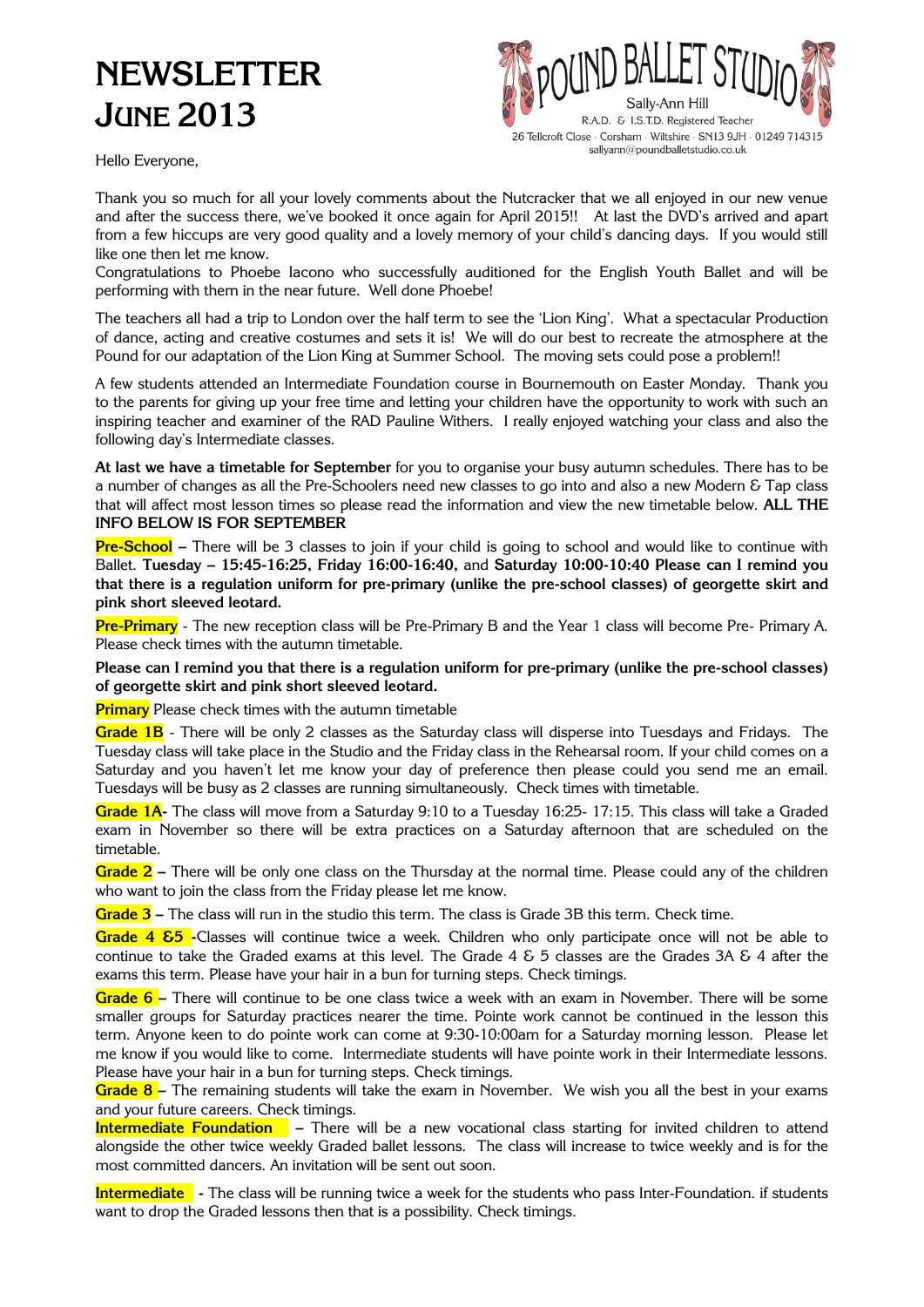# NEWSLETTER JUNE 2013

POUND BALLET STUDIO
Sally-Ann Hill
R.A.D. & I.S.T.D. Registered Teacher
26 Tellcroft Close · Corsham · Wiltshire · SN13 9JH · 01249 714315
sallyann@poundballetstudio.co.uk

Hello Everyone,

Thank you so much for all your lovely comments about the Nutcracker that we all enjoyed in our new venue and after the success there, we've booked it once again for April 2015!! At last the DVD's arrived and apart from a few hiccups are very good quality and a lovely memory of your child's dancing days. If you would still like one then let me know.
Congratulations to Phoebe Iacono who successfully auditioned for the English Youth Ballet and will be performing with them in the near future. Well done Phoebe!

The teachers all had a trip to London over the half term to see the 'Lion King'. What a spectacular Production of dance, acting and creative costumes and sets it is! We will do our best to recreate the atmosphere at the Pound for our adaptation of the Lion King at Summer School. The moving sets could pose a problem!!

A few students attended an Intermediate Foundation course in Bournemouth on Easter Monday. Thank you to the parents for giving up your free time and letting your children have the opportunity to work with such an inspiring teacher and examiner of the RAD Pauline Withers. I really enjoyed watching your class and also the following day's Intermediate classes.

**At last we have a timetable for September** for you to organise your busy autumn schedules. There has to be a number of changes as all the Pre-Schoolers need new classes to go into and also a new Modern & Tap class that will affect most lesson times so please read the information and view the new timetable below. **ALL THE INFO BELOW IS FOR SEPTEMBER**

**Pre-School** – There will be 3 classes to join if your child is going to school and would like to continue with Ballet. **Tuesday – 15:45-16:25, Friday 16:00-16:40,** and **Saturday 10:00-10:40 Please can I remind you that there is a regulation uniform for pre-primary (unlike the pre-school classes) of georgette skirt and pink short sleeved leotard.**

**Pre-Primary** - The new reception class will be Pre-Primary B and the Year 1 class will become Pre- Primary A. Please check times with the autumn timetable.

**Please can I remind you that there is a regulation uniform for pre-primary (unlike the pre-school classes) of georgette skirt and pink short sleeved leotard.**

**Primary** Please check times with the autumn timetable

**Grade 1B** - There will be only 2 classes as the Saturday class will disperse into Tuesdays and Fridays. The Tuesday class will take place in the Studio and the Friday class in the Rehearsal room. If your child comes on a Saturday and you haven't let me know your day of preference then please could you send me an email. Tuesdays will be busy as 2 classes are running simultaneously. Check times with timetable.

**Grade 1A**- The class will move from a Saturday 9:10 to a Tuesday 16:25- 17:15. This class will take a Graded exam in November so there will be extra practices on a Saturday afternoon that are scheduled on the timetable.

**Grade 2** – There will be only one class on the Thursday at the normal time. Please could any of the children who want to join the class from the Friday please let me know.

**Grade 3** – The class will run in the studio this term. The class is Grade 3B this term. Check time.

**Grade 4 &5** -Classes will continue twice a week. Children who only participate once will not be able to continue to take the Graded exams at this level. The Grade 4 & 5 classes are the Grades 3A & 4 after the exams this term. Please have your hair in a bun for turning steps. Check timings.

**Grade 6** – There will continue to be one class twice a week with an exam in November. There will be some smaller groups for Saturday practices nearer the time. Pointe work cannot be continued in the lesson this term. Anyone keen to do pointe work can come at 9:30-10:00am for a Saturday morning lesson. Please let me know if you would like to come. Intermediate students will have pointe work in their Intermediate lessons. Please have your hair in a bun for turning steps. Check timings.

**Grade 8** – The remaining students will take the exam in November. We wish you all the best in your exams and your future careers. Check timings.

**Intermediate Foundation** – There will be a new vocational class starting for invited children to attend alongside the other twice weekly Graded ballet lessons. The class will increase to twice weekly and is for the most committed dancers. An invitation will be sent out soon.

**Intermediate** - The class will be running twice a week for the students who pass Inter-Foundation. if students want to drop the Graded lessons then that is a possibility. Check timings.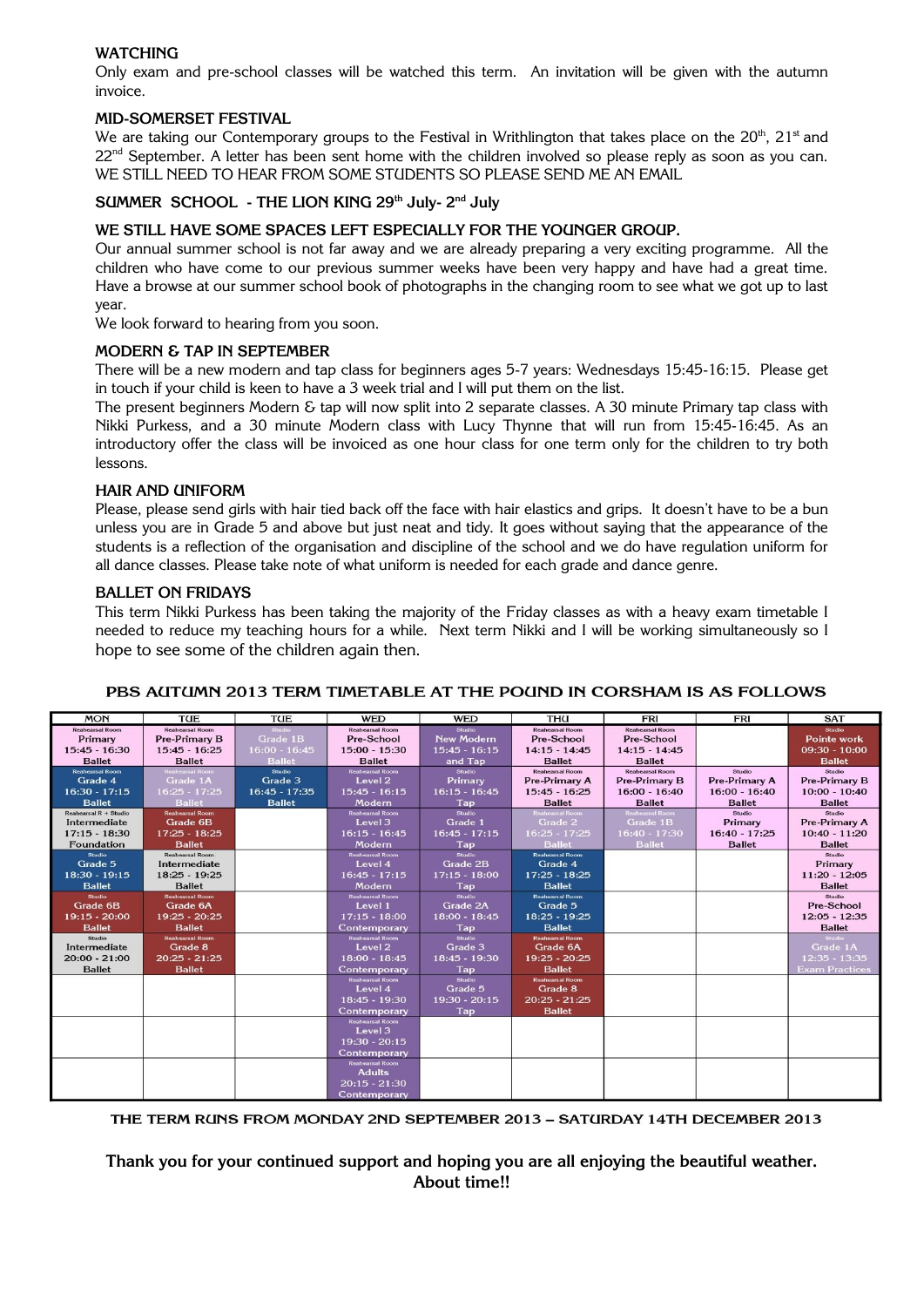### WATCHING

Only exam and pre-school classes will be watched this term. An invitation will be given with the autumn invoice.

### MID-SOMERSET FESTIVAL

We are taking our Contemporary groups to the Festival in Writhlington that takes place on the 20th, 21st and 22nd September. A letter has been sent home with the children involved so please reply as soon as you can. WE STILL NEED TO HEAR FROM SOME STUDENTS SO PLEASE SEND ME AN EMAIL

### SUMMER SCHOOL - THE LION KING 29th July- 2nd July

### WE STILL HAVE SOME SPACES LEFT ESPECIALLY FOR THE YOUNGER GROUP.

Our annual summer school is not far away and we are already preparing a very exciting programme. All the children who have come to our previous summer weeks have been very happy and have had a great time. Have a browse at our summer school book of photographs in the changing room to see what we got up to last year.

We look forward to hearing from you soon.

### MODERN & TAP IN SEPTEMBER

There will be a new modern and tap class for beginners ages 5-7 years: Wednesdays 15:45-16:15. Please get in touch if your child is keen to have a 3 week trial and I will put them on the list.

The present beginners Modern & tap will now split into 2 separate classes. A 30 minute Primary tap class with Nikki Purkess, and a 30 minute Modern class with Lucy Thynne that will run from 15:45-16:45. As an introductory offer the class will be invoiced as one hour class for one term only for the children to try both lessons.

### HAIR AND UNIFORM

Please, please send girls with hair tied back off the face with hair elastics and grips. It doesn't have to be a bun unless you are in Grade 5 and above but just neat and tidy. It goes without saying that the appearance of the students is a reflection of the organisation and discipline of the school and we do have regulation uniform for all dance classes. Please take note of what uniform is needed for each grade and dance genre.

### BALLET ON FRIDAYS

This term Nikki Purkess has been taking the majority of the Friday classes as with a heavy exam timetable I needed to reduce my teaching hours for a while. Next term Nikki and I will be working simultaneously so I hope to see some of the children again then.

### PBS AUTUMN 2013 TERM TIMETABLE AT THE POUND IN CORSHAM IS AS FOLLOWS

| MON | TUE | TUE | WED | WED | THU | FRI | FRI | SAT |
|---|---|---|---|---|---|---|---|---|
| Rehearsal Room<br>Primary<br>15:45 - 16:30<br>Ballet | Rehearsal Room<br>Pre-Primary B<br>15:45 - 16:25<br>Ballet | Studio<br>Grade 1B<br>16:00 - 16:45<br>Ballet | Rehearsal Room<br>Pre-School<br>15:00 - 15:30<br>Ballet | Studio<br>New Modern<br>15:45 - 16:15<br>and Tap | Rehearsal Room<br>Pre-School<br>14:15 - 14:45<br>Ballet | Rehearsal Room<br>Pre-School<br>14:15 - 14:45<br>Ballet | | Studio<br>Pointe work<br>09:30 - 10:00<br>Ballet |
| Rehearsal Room<br>Grade 4<br>16:30 - 17:15<br>Ballet | Rehearsal Room<br>Grade 1A<br>16:25 - 17:25<br>Ballet | Studio<br>Grade 3<br>16:45 - 17:35<br>Ballet | Rehearsal Room<br>Level 2<br>15:45 - 16:15<br>Modern | Studio<br>Primary<br>16:15 - 16:45<br>Tap | Rehearsal Room<br>Pre-Primary A<br>15:45 - 16:25<br>Ballet | Rehearsal Room<br>Pre-Primary B<br>16:00 - 16:40<br>Ballet | Studio<br>Pre-Primary A<br>16:00 - 16:40<br>Ballet | Studio<br>Pre-Primary B<br>10:00 - 10:40<br>Ballet |
| Rehearsal R + Studio<br>Intermediate<br>17:15 - 18:30<br>Foundation | Rehearsal Room<br>Grade 6B<br>17:25 - 18:25<br>Ballet | | Rehearsal Room<br>Level 4<br>16:15 - 16:45<br>Modern | Studio<br>Grade 1<br>16:45 - 17:15<br>Tap | Rehearsal Room<br>Grade 2<br>16:25 - 17:25<br>Ballet | Rehearsal Room<br>Grade 1B<br>16:40 - 17:30<br>Ballet | Studio<br>Primary<br>16:40 - 17:25<br>Ballet | Studio<br>Pre-Primary A<br>10:40 - 11:20<br>Ballet |
| Studio<br>Grade 5<br>18:30 - 19:15<br>Ballet | Rehearsal Room<br>Intermediate<br>18:25 - 19:25<br>Ballet | | Rehearsal Room<br>Level 3<br>16:45 - 17:15<br>Modern | Studio<br>Grade 2B<br>17:15 - 18:00<br>Tap | Rehearsal Room<br>Grade 4<br>17:25 - 18:25<br>Ballet | | | Studio<br>Primary<br>11:20 - 12:05<br>Ballet |
| Studio<br>Grade 6B<br>19:15 - 20:00<br>Ballet | Rehearsal Room<br>Grade 6A<br>19:25 - 20:25<br>Ballet | | Rehearsal Room<br>Level 1<br>17:15 - 18:00<br>Contemporary | Studio<br>Grade 2A<br>18:00 - 18:45<br>Tap | Rehearsal Room<br>Grade 5<br>18:25 - 19:25<br>Ballet | | | Studio<br>Pre-School<br>12:05 - 12:35<br>Ballet |
| Studio<br>Intermediate<br>20:00 - 21:00<br>Ballet | Rehearsal Room<br>Grade 8<br>20:25 - 21:25<br>Ballet | | Rehearsal Room<br>Level 2<br>18:00 - 18:45<br>Contemporary | Studio<br>Grade 3<br>18:45 - 19:30<br>Tap | Rehearsal Room<br>Grade 6A<br>19:25 - 20:25<br>Ballet | | | Studio<br>Grade 1A<br>12:35 - 13:35<br>Exam Practices |
| | | | Rehearsal Room<br>Level 4<br>18:45 - 19:30<br>Contemporary | Studio<br>Grade 5<br>19:30 - 20:15<br>Tap | Rehearsal Room<br>Grade 8<br>20:25 - 21:25<br>Ballet | | | |
| | | | Rehearsal Room<br>Level 3<br>19:30 - 20:15<br>Contemporary | | | | | |
| | | | Rehearsal Room<br>Adults<br>20:15 - 21:30<br>Contemporary | | | | | |

### THE TERM RUNS FROM MONDAY 2ND SEPTEMBER 2013 – SATURDAY 14TH DECEMBER 2013

**Thank you for your continued support and hoping you are all enjoying the beautiful weather. About time!!**